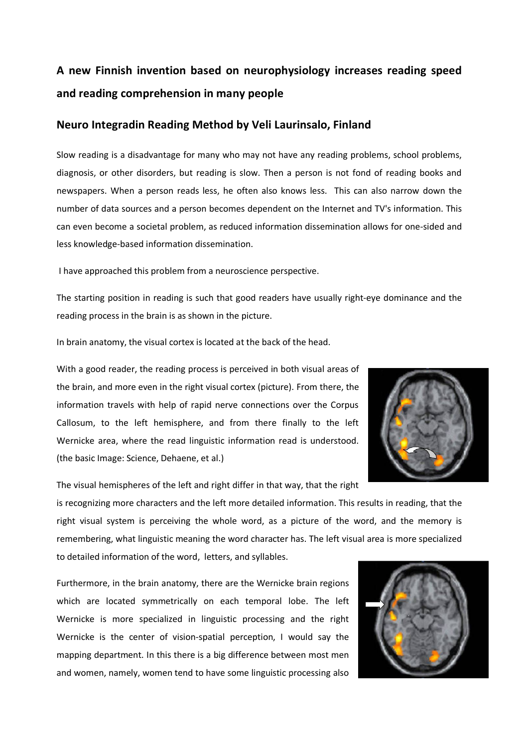## A new Finnish invention based on neurophysiology increases reading speed and reading comprehension in many people

### Neuro Integradin Reading Method by Veli Laurinsalo, Finland

Slow reading is a disadvantage for many who may not have any reading problems, school problems, diagnosis, or other disorders, but reading is slow. Then a person is not fond of reading books and newspapers. When a person reads less, he often also knows less. This can also narrow down the number of data sources and a person becomes dependent on the Internet and TV's information. This can even become a societal problem, as reduced information dissemination allows for one-sided and less knowledge-based information dissemination.

I have approached this problem from a neuroscience perspective.

The starting position in reading is such that good readers have usually right-eye dominance and the reading process in the brain is as shown in the picture.

In brain anatomy, the visual cortex is located at the back of the head.

With a good reader, the reading process is perceived in both visual areas of the brain, and more even in the right visual cortex (picture). From there, the information travels with help of rapid nerve connections over the Corpus Callosum, to the left hemisphere, and from there finally to the left Wernicke area, where the read linguistic information read is understood. (the basic Image: Science, Dehaene, et al.)

The visual hemispheres of the left and right differ in that way, that the right is recognizing more characters and the left more detailed information. This results in reading, that the right visual system is perceiving the whole word, as a picture of the word, and the memory is remembering, what linguistic meaning the word character has. The left visual area is more specialized to detailed information of the word, letters, and syllables.

Furthermore, in the brain anatomy, there are the Wernicke brain regions which are located symmetrically on each temporal lobe. The left Wernicke is more specialized in linguistic processing and the right Wernicke is the center of vision-spatial perception, I would say the mapping department. In this there is a big difference between most men and women, namely, women tend to have some linguistic processing also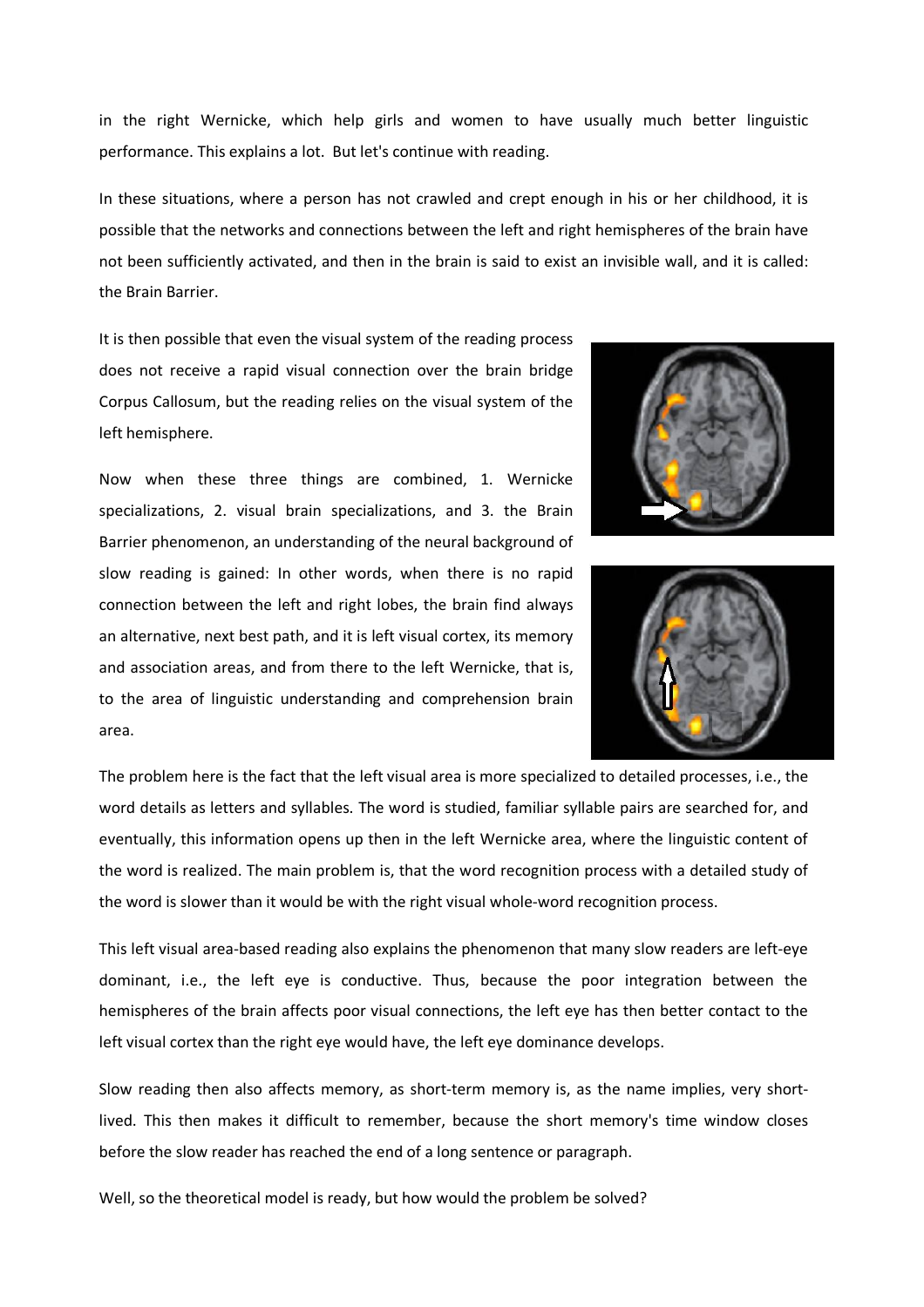in the right Wernicke, which help girls and women to have usually much better linguistic performance. This explains a lot. But let's continue with reading.

In these situations, where a person has not crawled and crept enough in his or her childhood, it is possible that the networks and connections between the left and right hemispheres of the brain have not been sufficiently activated, and then in the brain is said to exist an invisible wall, and it is called: the Brain Barrier.

It is then possible that even the visual system of the reading process does not receive a rapid visual connection over the brain bridge Corpus Callosum, but the reading relies on the visual system of the left hemisphere.

Now when these three things are combined, 1. Wernicke specializations, 2. visual brain specializations, and 3. the Brain Barrier phenomenon, an understanding of the neural background of slow reading is gained: In other words, when there is no rapid connection between the left and right lobes, the brain find always an alternative, next best path, and it is left visual cortex, its memory and association areas, and from there to the left Wernicke, that is, to the area of linguistic understanding and comprehension brain area.

The problem here is the fact that the left visual area is more specialized to detailed processes, i.e., the word details as letters and syllables. The word is studied, familiar syllable pairs are searched for, and eventually, this information opens up then in the left Wernicke area, where the linguistic content of the word is realized. The main problem is, that the word recognition process with a detailed study of the word is slower than it would be with the right visual whole-word recognition process.

This left visual area-based reading also explains the phenomenon that many slow readers are left-eye dominant, i.e., the left eye is conductive. Thus, because the poor integration between the hemispheres of the brain affects poor visual connections, the left eye has then better contact to the left visual cortex than the right eye would have, the left eye dominance develops.

Slow reading then also affects memory, as short-term memory is, as the name implies, very short-lived. This then makes it difficult to remember, because the short memory's time window closes before the slow reader has reached the end of a long sentence or paragraph.

Well, so the theoretical model is ready, but how would the problem be solved?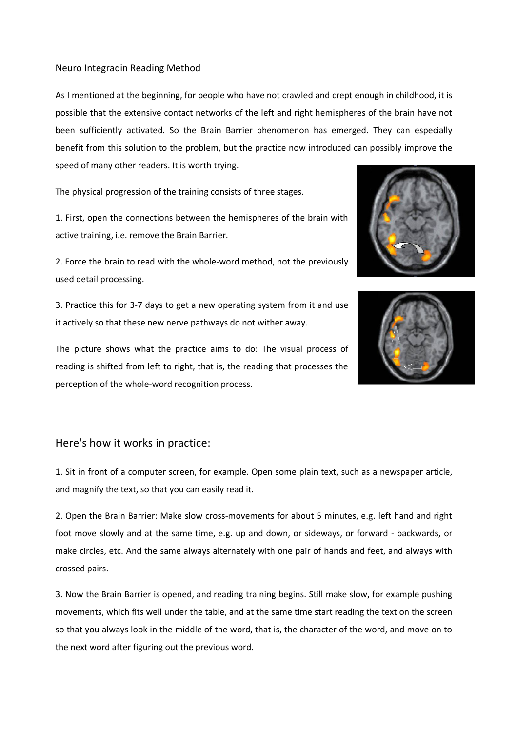Neuro Integradin Reading Method

As I mentioned at the beginning, for people who have not crawled and crept enough in childhood, it is possible that the extensive contact networks of the left and right hemispheres of the brain have not been sufficiently activated. So the Brain Barrier phenomenon has emerged. They can especially benefit from this solution to the problem, but the practice now introduced can possibly improve the speed of many other readers. It is worth trying.

The physical progression of the training consists of three stages.

1. First, open the connections between the hemispheres of the brain with active training, i.e. remove the Brain Barrier.

2. Force the brain to read with the whole-word method, not the previously used detail processing.

3. Practice this for 3-7 days to get a new operating system from it and use it actively so that these new nerve pathways do not wither away.

The picture shows what the practice aims to do: The visual process of reading is shifted from left to right, that is, the reading that processes the perception of the whole-word recognition process.

## Here's how it works in practice:

1. Sit in front of a computer screen, for example. Open some plain text, such as a newspaper article, and magnify the text, so that you can easily read it.

2. Open the Brain Barrier: Make slow cross-movements for about 5 minutes, e.g. left hand and right foot move slowly and at the same time, e.g. up and down, or sideways, or forward - backwards, or make circles, etc. And the same always alternately with one pair of hands and feet, and always with crossed pairs.

3. Now the Brain Barrier is opened, and reading training begins. Still make slow, for example pushing movements, which fits well under the table, and at the same time start reading the text on the screen so that you always look in the middle of the word, that is, the character of the word, and move on to the next word after figuring out the previous word.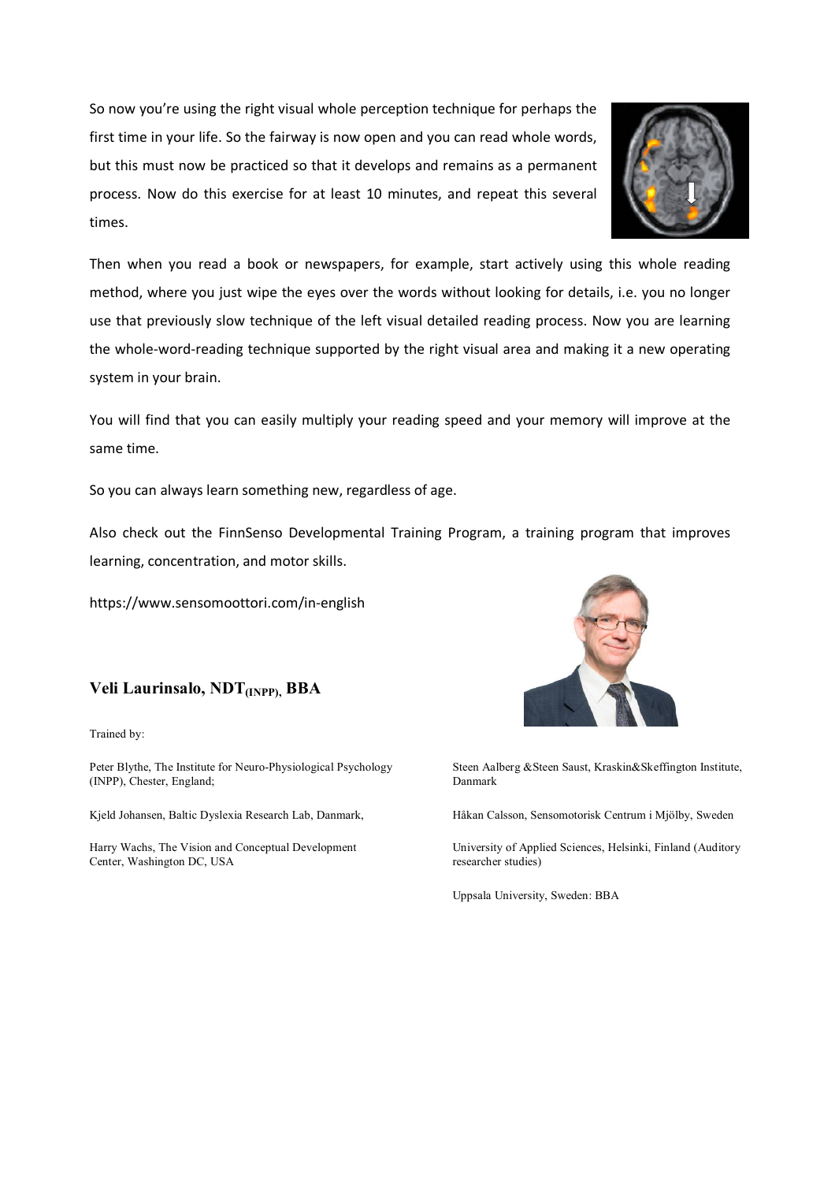So now you're using the right visual whole perception technique for perhaps the first time in your life. So the fairway is now open and you can read whole words, but this must now be practiced so that it develops and remains as a permanent process. Now do this exercise for at least 10 minutes, and repeat this several times.

Then when you read a book or newspapers, for example, start actively using this whole reading method, where you just wipe the eyes over the words without looking for details, i.e. you no longer use that previously slow technique of the left visual detailed reading process. Now you are learning the whole-word-reading technique supported by the right visual area and making it a new operating system in your brain.

You will find that you can easily multiply your reading speed and your memory will improve at the same time.

So you can always learn something new, regardless of age.

Also check out the FinnSenso Developmental Training Program, a training program that improves learning, concentration, and motor skills.

https://www.sensomoottori.com/in-english

### Veli Laurinsalo, NDT$_{(INPP)}$, BBA

Trained by:

Peter Blythe, The Institute for Neuro-Physiological Psychology (INPP), Chester, England;

Kjeld Johansen, Baltic Dyslexia Research Lab, Danmark,

Harry Wachs, The Vision and Conceptual Development Center, Washington DC, USA

Steen Aalberg &Steen Saust, Kraskin&Skeffington Institute, Danmark

Håkan Calsson, Sensomotorisk Centrum i Mjölby, Sweden

University of Applied Sciences, Helsinki, Finland (Auditory researcher studies)

Uppsala University, Sweden: BBA